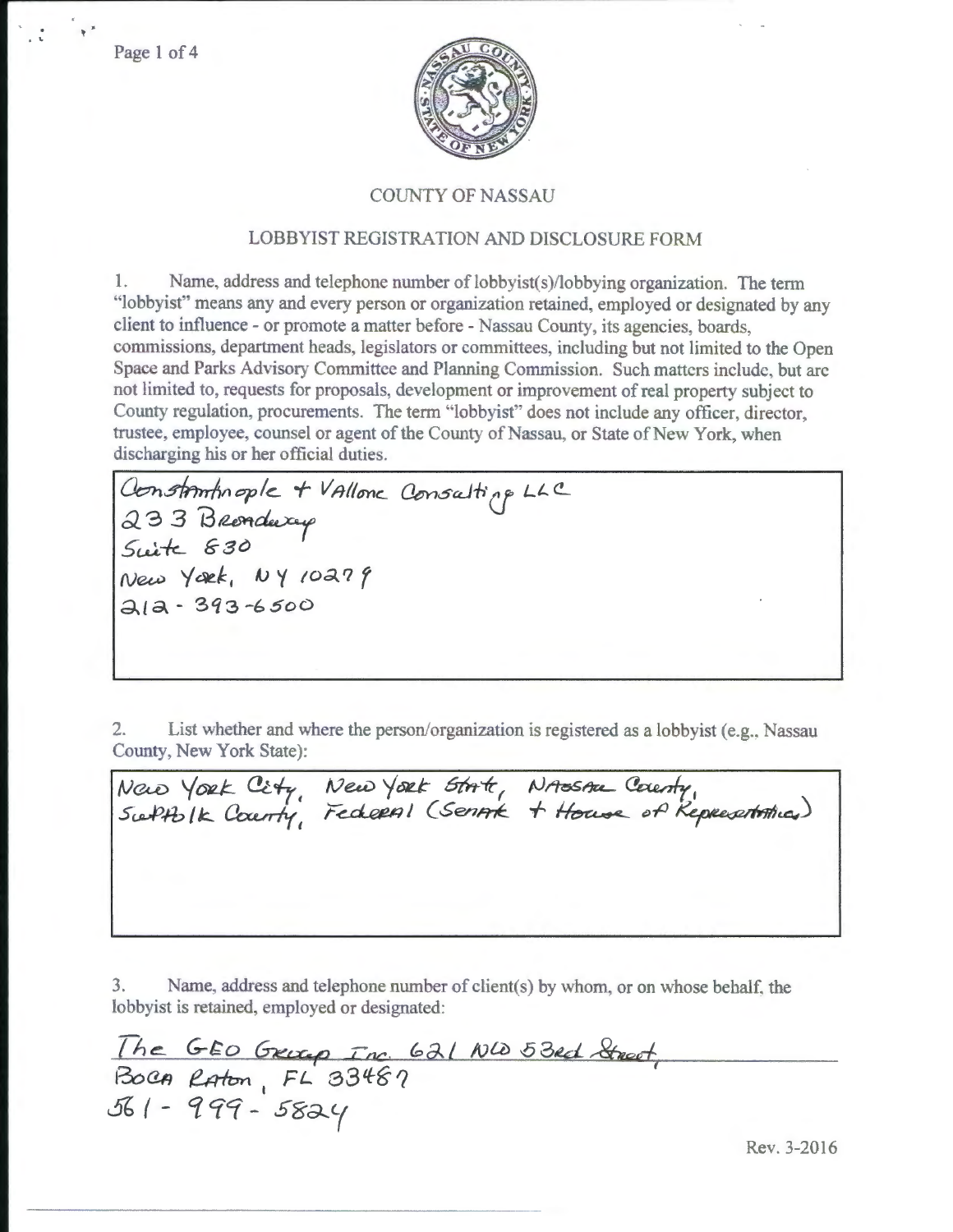## COUNTY OF NASSAU

## LOBBYIST REGISTRATION AND DISCLOSURE FORM

1. Name, address and telephone number of lobbyist(s)/lobbying organization. The term "lobbyist" means any and every person or organization retained, employed or designated by any client to influence - or promote a matter before - Nassau County, its agencies, boards, commissions, department heads, legislators or committees, including but not limited to the Open Space and Parks Advisory Committee and Planning Commission. Such matters include, but are not limited to, requests for proposals, development or improvement of real property subject to County regulation, procurements. The term "lobbyist" does not include any officer, director, trustee, employee, counsel or agent of the County of Nassau, or State of New York, when discharging his or her official duties.

Constantinople + Vallone Consulting LLC
233 Broadway
Suite 830
New York, NY 10279
212-393-6500

2. List whether and where the person/organization is registered as a lobbyist (e.g., Nassau County, New York State):

New York City, New York State, Nassau County, Suffolk County, Federal (Senate + House of Representatives)

3. Name, address and telephone number of client(s) by whom, or on whose behalf, the lobbyist is retained, employed or designated:

The GEO Group Inc. 621 NW 53rd Street,
Boca Raton, FL 33487
561-999-5824

Rev. 3-2016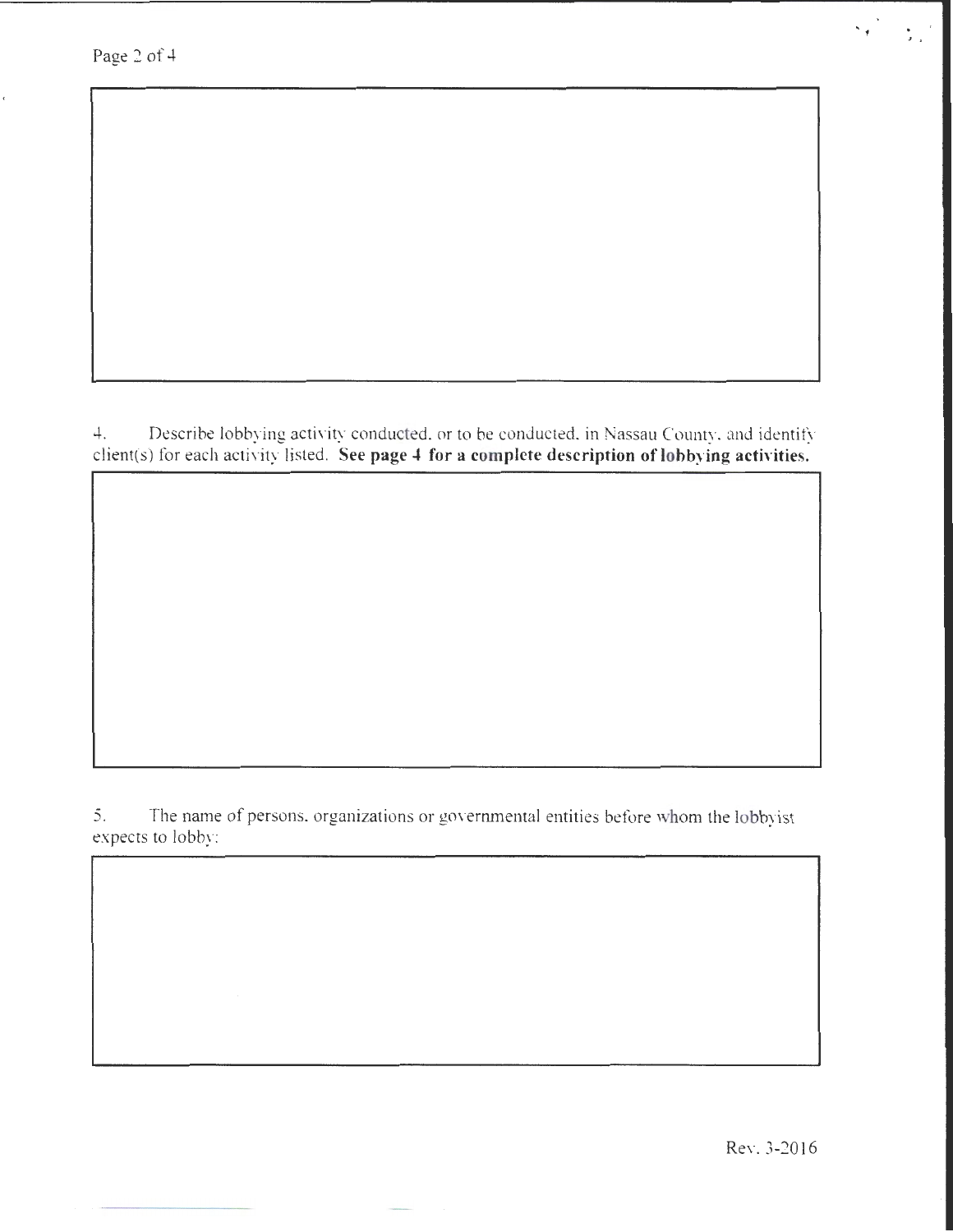4. Describe lobbying activity conducted, or to be conducted, in Nassau County, and identify client(s) for each activity listed. **See page 4 for a complete description of lobbying activities.**

5. The name of persons, organizations or governmental entities before whom the lobbyist expects to lobby:

Rev. 3-2016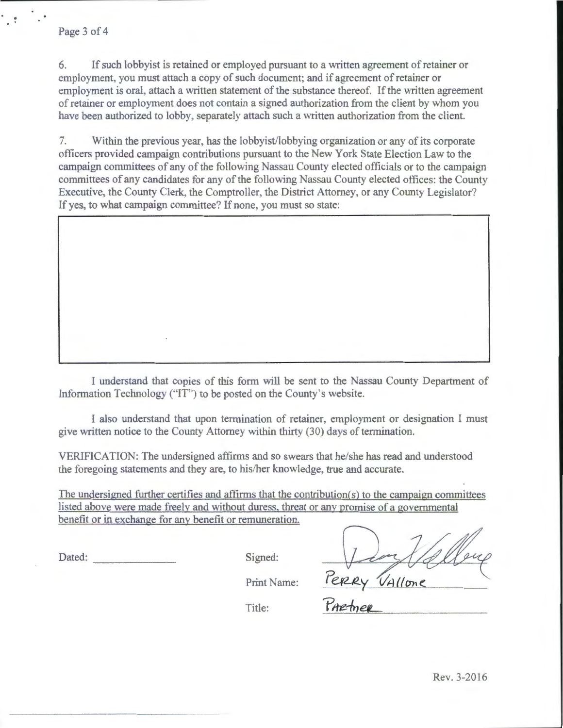6. If such lobbyist is retained or employed pursuant to a written agreement of retainer or employment, you must attach a copy of such document; and if agreement of retainer or employment is oral, attach a written statement of the substance thereof. If the written agreement of retainer or employment does not contain a signed authorization from the client by whom you have been authorized to lobby, separately attach such a written authorization from the client.

7. Within the previous year, has the lobbyist/lobbying organization or any of its corporate officers provided campaign contributions pursuant to the New York State Election Law to the campaign committees of any of the following Nassau County elected officials or to the campaign committees of any candidates for any of the following Nassau County elected offices: the County Executive, the County Clerk, the Comptroller, the District Attorney, or any County Legislator? If yes, to what campaign committee? If none, you must so state:

I understand that copies of this form will be sent to the Nassau County Department of Information Technology ("IT") to be posted on the County's website.

I also understand that upon termination of retainer, employment or designation I must give written notice to the County Attorney within thirty (30) days of termination.

VERIFICATION: The undersigned affirms and so swears that he/she has read and understood the foregoing statements and they are, to his/her knowledge, true and accurate.

The undersigned further certifies and affirms that the contribution(s) to the campaign committees listed above were made freely and without duress, threat or any promise of a governmental benefit or in exchange for any benefit or remuneration.

Dated: ______________

Signed: [signature]

Print Name: PERRY VAllone

Title: Partner

Rev. 3-2016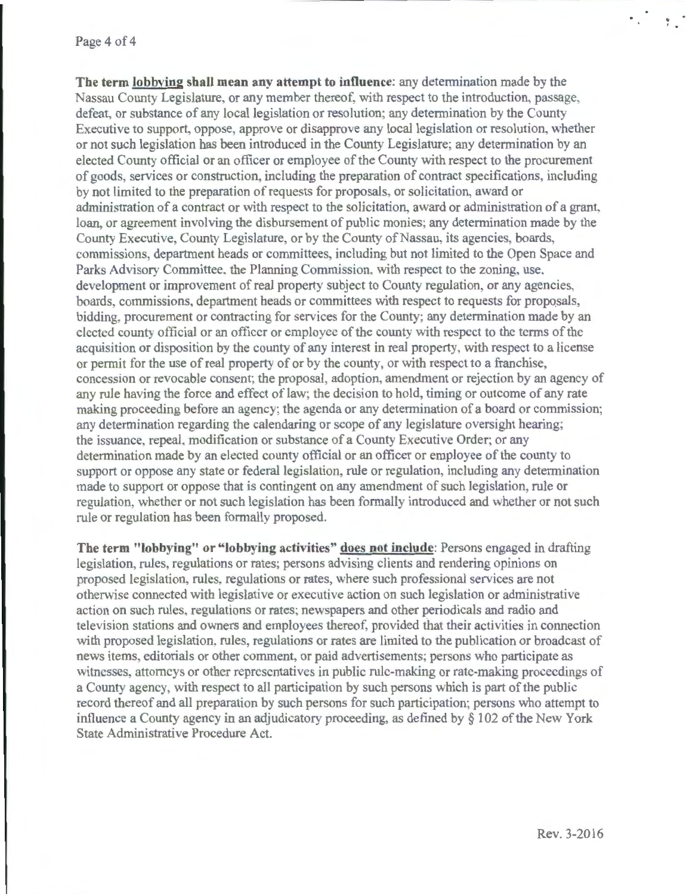**The term lobbying shall mean any attempt to influence**: any determination made by the Nassau County Legislature, or any member thereof, with respect to the introduction, passage, defeat, or substance of any local legislation or resolution; any determination by the County Executive to support, oppose, approve or disapprove any local legislation or resolution, whether or not such legislation has been introduced in the County Legislature; any determination by an elected County official or an officer or employee of the County with respect to the procurement of goods, services or construction, including the preparation of contract specifications, including by not limited to the preparation of requests for proposals, or solicitation, award or administration of a contract or with respect to the solicitation, award or administration of a grant, loan, or agreement involving the disbursement of public monies; any determination made by the County Executive, County Legislature, or by the County of Nassau, its agencies, boards, commissions, department heads or committees, including but not limited to the Open Space and Parks Advisory Committee, the Planning Commission, with respect to the zoning, use, development or improvement of real property subject to County regulation, or any agencies, boards, commissions, department heads or committees with respect to requests for proposals, bidding, procurement or contracting for services for the County; any determination made by an elected county official or an officer or employee of the county with respect to the terms of the acquisition or disposition by the county of any interest in real property, with respect to a license or permit for the use of real property of or by the county, or with respect to a franchise, concession or revocable consent; the proposal, adoption, amendment or rejection by an agency of any rule having the force and effect of law; the decision to hold, timing or outcome of any rate making proceeding before an agency; the agenda or any determination of a board or commission; any determination regarding the calendaring or scope of any legislature oversight hearing; the issuance, repeal, modification or substance of a County Executive Order; or any determination made by an elected county official or an officer or employee of the county to support or oppose any state or federal legislation, rule or regulation, including any determination made to support or oppose that is contingent on any amendment of such legislation, rule or regulation, whether or not such legislation has been formally introduced and whether or not such rule or regulation has been formally proposed.

**The term "lobbying" or "lobbying activities" does not include**: Persons engaged in drafting legislation, rules, regulations or rates; persons advising clients and rendering opinions on proposed legislation, rules, regulations or rates, where such professional services are not otherwise connected with legislative or executive action on such legislation or administrative action on such rules, regulations or rates; newspapers and other periodicals and radio and television stations and owners and employees thereof, provided that their activities in connection with proposed legislation, rules, regulations or rates are limited to the publication or broadcast of news items, editorials or other comment, or paid advertisements; persons who participate as witnesses, attorneys or other representatives in public rule-making or rate-making proceedings of a County agency, with respect to all participation by such persons which is part of the public record thereof and all preparation by such persons for such participation; persons who attempt to influence a County agency in an adjudicatory proceeding, as defined by § 102 of the New York State Administrative Procedure Act.

Rev. 3-2016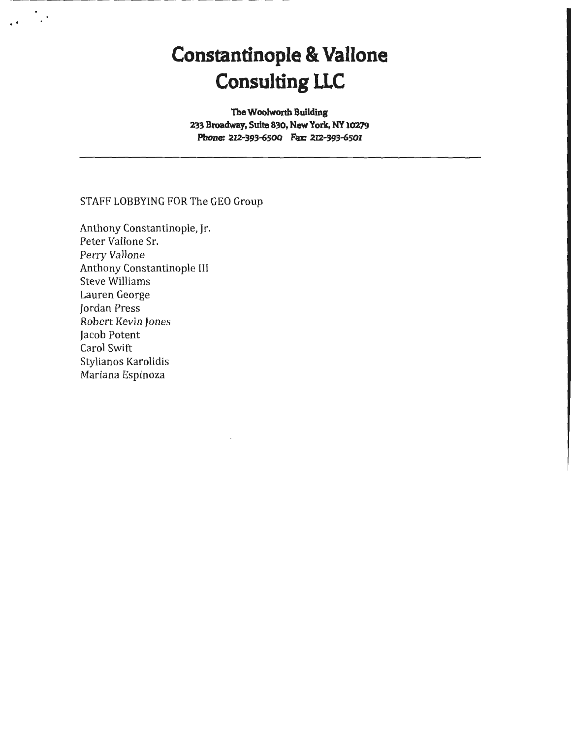# Constantinople & Vallone Consulting LLC

**The Woolworth Building**
**233 Broadway, Suite 830, New York, NY 10279**
***Phone: 212-393-6500 Fax: 212-393-6501***

---

STAFF LOBBYING FOR The GEO Group

Anthony Constantinople, Jr.
Peter Vallone Sr.
Perry Vallone
Anthony Constantinople III
Steve Williams
Lauren George
Jordan Press
Robert Kevin Jones
Jacob Potent
Carol Swift
Stylianos Karolidis
Mariana Espinoza